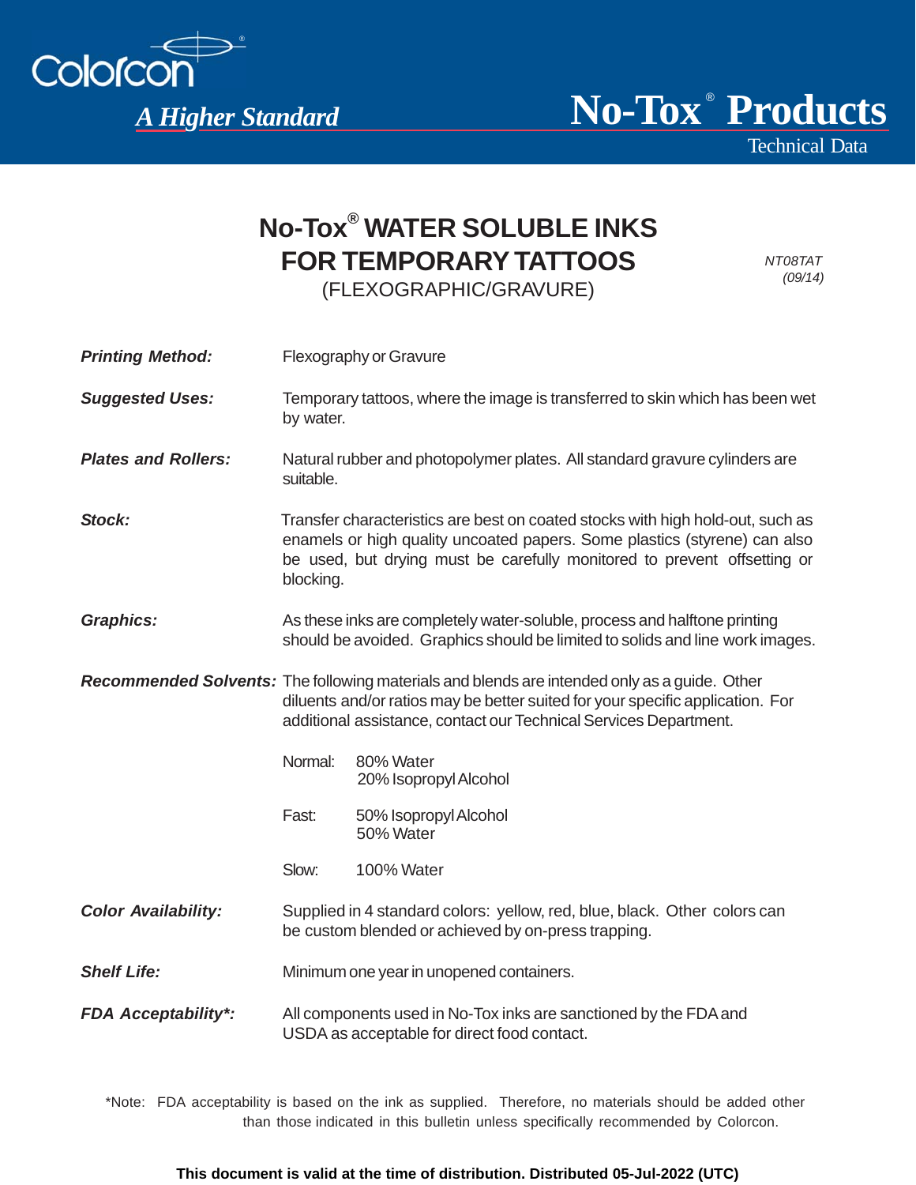Colorcon®

*A Higher Standard*

**No-Tox® Products**

Technical Data

# No-Tox® WATER SOLUBLE INKS FOR TEMPORARY TATTOOS

(FLEXOGRAPHIC/GRAVURE)

*NT08TAT*
*(09/14)*

***Printing Method:*** Flexography or Gravure

***Suggested Uses:*** Temporary tattoos, where the image is transferred to skin which has been wet by water.

***Plates and Rollers:*** Natural rubber and photopolymer plates. All standard gravure cylinders are suitable.

***Stock:*** Transfer characteristics are best on coated stocks with high hold-out, such as enamels or high quality uncoated papers. Some plastics (styrene) can also be used, but drying must be carefully monitored to prevent offsetting or blocking.

***Graphics:*** As these inks are completely water-soluble, process and halftone printing should be avoided. Graphics should be limited to solids and line work images.

***Recommended Solvents:*** The following materials and blends are intended only as a guide. Other diluents and/or ratios may be better suited for your specific application. For additional assistance, contact our Technical Services Department.

| | |
|---|---|
| Normal: | 80% Water<br>20% Isopropyl Alcohol |
| Fast: | 50% Isopropyl Alcohol<br>50% Water |
| Slow: | 100% Water |

***Color Availability:*** Supplied in 4 standard colors: yellow, red, blue, black. Other colors can be custom blended or achieved by on-press trapping.

***Shelf Life:*** Minimum one year in unopened containers.

***FDA Acceptability*:*** All components used in No-Tox inks are sanctioned by the FDA and USDA as acceptable for direct food contact.

*Note: FDA acceptability is based on the ink as supplied. Therefore, no materials should be added other than those indicated in this bulletin unless specifically recommended by Colorcon.

**This document is valid at the time of distribution. Distributed 05-Jul-2022 (UTC)**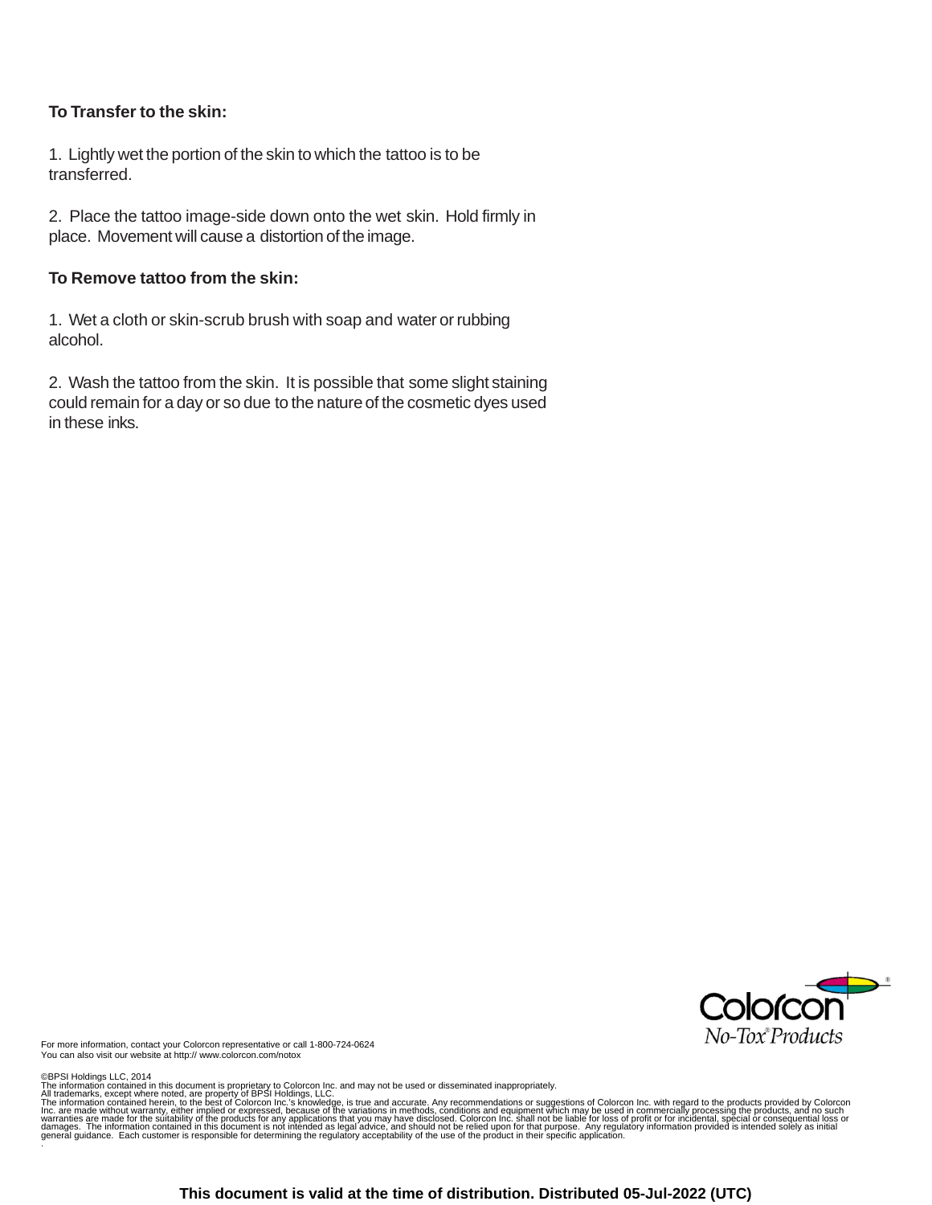**To Transfer to the skin:**

1. Lightly wet the portion of the skin to which the tattoo is to be transferred.

2. Place the tattoo image-side down onto the wet skin. Hold firmly in place. Movement will cause a distortion of the image.

**To Remove tattoo from the skin:**

1. Wet a cloth or skin-scrub brush with soap and water or rubbing alcohol.

2. Wash the tattoo from the skin. It is possible that some slight staining could remain for a day or so due to the nature of the cosmetic dyes used in these inks.

Colorcon®
No-Tox® Products

For more information, contact your Colorcon representative or call 1-800-724-0624
You can also visit our website at http:// www.colorcon.com/notox

©BPSI Holdings LLC, 2014
The information contained in this document is proprietary to Colorcon Inc. and may not be used or disseminated inappropriately.
All trademarks, except where noted, are property of BPSI Holdings, LLC.
The information contained herein, to the best of Colorcon Inc.'s knowledge, is true and accurate. Any recommendations or suggestions of Colorcon Inc. with regard to the products provided by Colorcon Inc. are made without warranty, either implied or expressed, because of the variations in methods, conditions and equipment which may be used in commercially processing the products, and no such warranties are made for the suitability of the products for any applications that you may have disclosed. Colorcon Inc. shall not be liable for loss of profit or for incidental, special or consequential loss or damages. The information contained in this document is not intended as legal advice, and should not be relied upon for that purpose. Any regulatory information provided is intended solely as initial general guidance. Each customer is responsible for determining the regulatory acceptability of the use of the product in their specific application.

**This document is valid at the time of distribution. Distributed 05-Jul-2022 (UTC)**